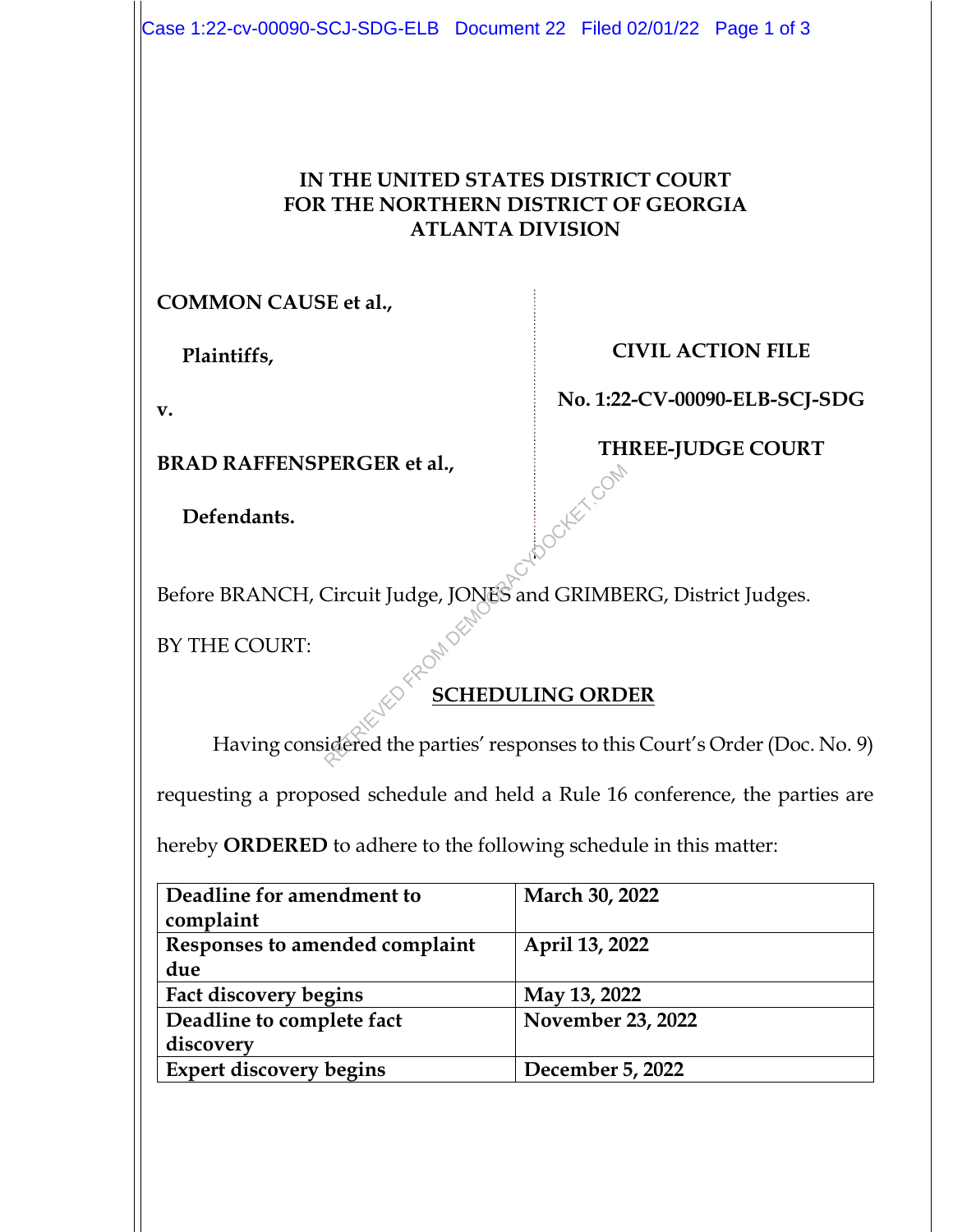**IN THE UNITED STATES DISTRICT COURT**
**FOR THE NORTHERN DISTRICT OF GEORGIA**
**ATLANTA DIVISION**

**COMMON CAUSE et al.,**

**Plaintiffs,**

**v.**

**BRAD RAFFENSPERGER et al.,**

**Defendants.**

**CIVIL ACTION FILE**

**No. 1:22-CV-00090-ELB-SCJ-SDG**

**THREE-JUDGE COURT**

Before BRANCH, Circuit Judge, JONES and GRIMBERG, District Judges.

BY THE COURT:

**SCHEDULING ORDER**

Having considered the parties' responses to this Court's Order (Doc. No. 9) requesting a proposed schedule and held a Rule 16 conference, the parties are hereby **ORDERED** to adhere to the following schedule in this matter:

| | |
|---|---|
| **Deadline for amendment to complaint** | **March 30, 2022** |
| **Responses to amended complaint due** | **April 13, 2022** |
| **Fact discovery begins** | **May 13, 2022** |
| **Deadline to complete fact discovery** | **November 23, 2022** |
| **Expert discovery begins** | **December 5, 2022** |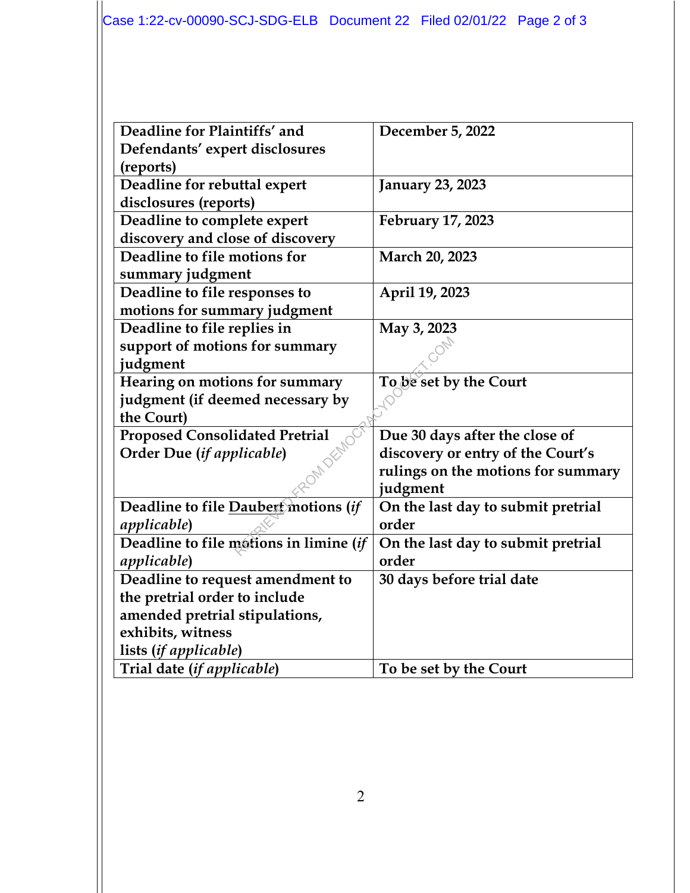| Deadline for Plaintiffs' and Defendants' expert disclosures (reports) | December 5, 2022 |
|---|---|
| Deadline for rebuttal expert disclosures (reports) | January 23, 2023 |
| Deadline to complete expert discovery and close of discovery | February 17, 2023 |
| Deadline to file motions for summary judgment | March 20, 2023 |
| Deadline to file responses to motions for summary judgment | April 19, 2023 |
| Deadline to file replies in support of motions for summary judgment | May 3, 2023 |
| Hearing on motions for summary judgment (if deemed necessary by the Court) | To be set by the Court |
| Proposed Consolidated Pretrial Order Due (*if applicable*) | Due 30 days after the close of discovery or entry of the Court's rulings on the motions for summary judgment |
| Deadline to file Daubert motions (*if applicable*) | On the last day to submit pretrial order |
| Deadline to file motions in limine (*if applicable*) | On the last day to submit pretrial order |
| Deadline to request amendment to the pretrial order to include amended pretrial stipulations, exhibits, witness lists (*if applicable*) | 30 days before trial date |
| Trial date (*if applicable*) | To be set by the Court |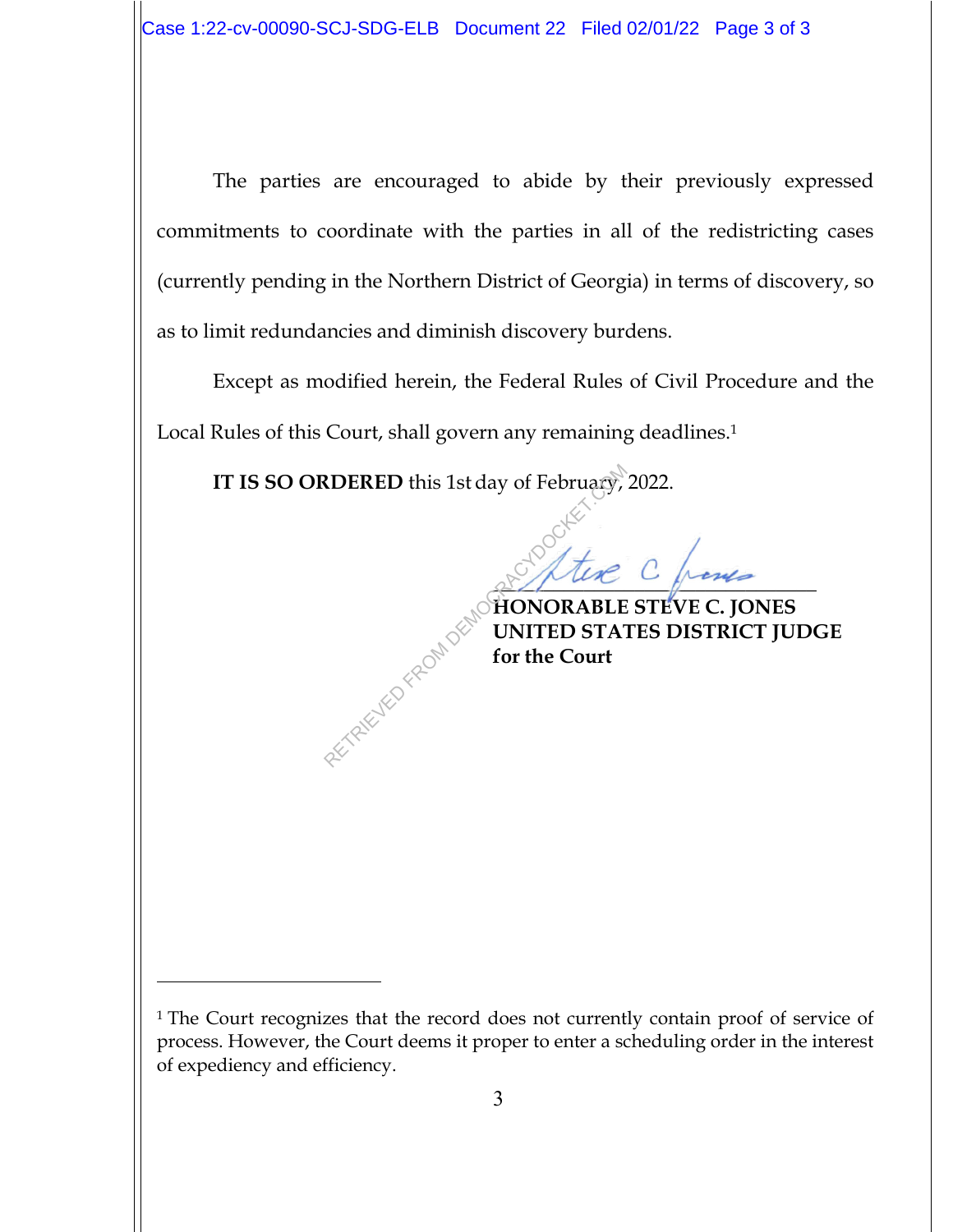The parties are encouraged to abide by their previously expressed commitments to coordinate with the parties in all of the redistricting cases (currently pending in the Northern District of Georgia) in terms of discovery, so as to limit redundancies and diminish discovery burdens.

Except as modified herein, the Federal Rules of Civil Procedure and the Local Rules of this Court, shall govern any remaining deadlines.[1]

**IT IS SO ORDERED** this 1st day of February, 2022.

**HONORABLE STEVE C. JONES**
**UNITED STATES DISTRICT JUDGE**
**for the Court**

---

[1] The Court recognizes that the record does not currently contain proof of service of process. However, the Court deems it proper to enter a scheduling order in the interest of expediency and efficiency.